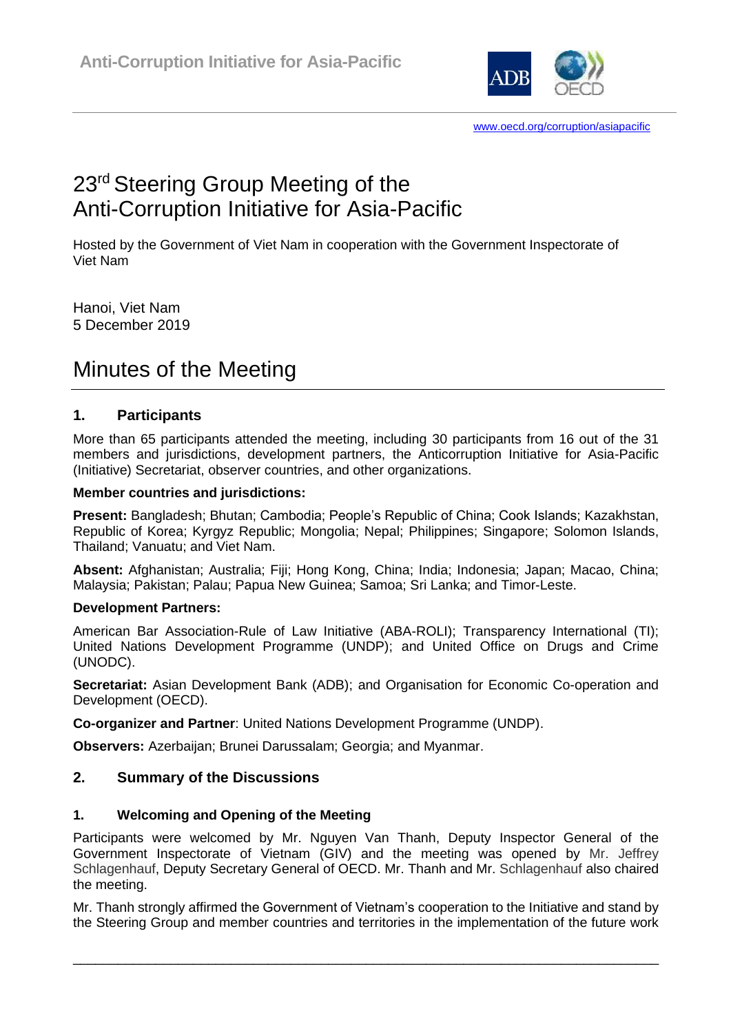Anti-Corruption Initiative for Asia-Pacific

www.oecd.org/corruption/asiapacific

# 23rd Steering Group Meeting of the Anti-Corruption Initiative for Asia-Pacific

Hosted by the Government of Viet Nam in cooperation with the Government Inspectorate of Viet Nam

Hanoi, Viet Nam
5 December 2019

# Minutes of the Meeting

## 1. Participants

More than 65 participants attended the meeting, including 30 participants from 16 out of the 31 members and jurisdictions, development partners, the Anticorruption Initiative for Asia-Pacific (Initiative) Secretariat, observer countries, and other organizations.

**Member countries and jurisdictions:**

**Present:** Bangladesh; Bhutan; Cambodia; People's Republic of China; Cook Islands; Kazakhstan, Republic of Korea; Kyrgyz Republic; Mongolia; Nepal; Philippines; Singapore; Solomon Islands, Thailand; Vanuatu; and Viet Nam.

**Absent:** Afghanistan; Australia; Fiji; Hong Kong, China; India; Indonesia; Japan; Macao, China; Malaysia; Pakistan; Palau; Papua New Guinea; Samoa; Sri Lanka; and Timor-Leste.

**Development Partners:**

American Bar Association-Rule of Law Initiative (ABA-ROLI); Transparency International (TI); United Nations Development Programme (UNDP); and United Office on Drugs and Crime (UNODC).

**Secretariat:** Asian Development Bank (ADB); and Organisation for Economic Co-operation and Development (OECD).

**Co-organizer and Partner**: United Nations Development Programme (UNDP).

**Observers:** Azerbaijan; Brunei Darussalam; Georgia; and Myanmar.

## 2. Summary of the Discussions

### 1. Welcoming and Opening of the Meeting

Participants were welcomed by Mr. Nguyen Van Thanh, Deputy Inspector General of the Government Inspectorate of Vietnam (GIV) and the meeting was opened by Mr. Jeffrey Schlagenhauf, Deputy Secretary General of OECD. Mr. Thanh and Mr. Schlagenhauf also chaired the meeting.

Mr. Thanh strongly affirmed the Government of Vietnam's cooperation to the Initiative and stand by the Steering Group and member countries and territories in the implementation of the future work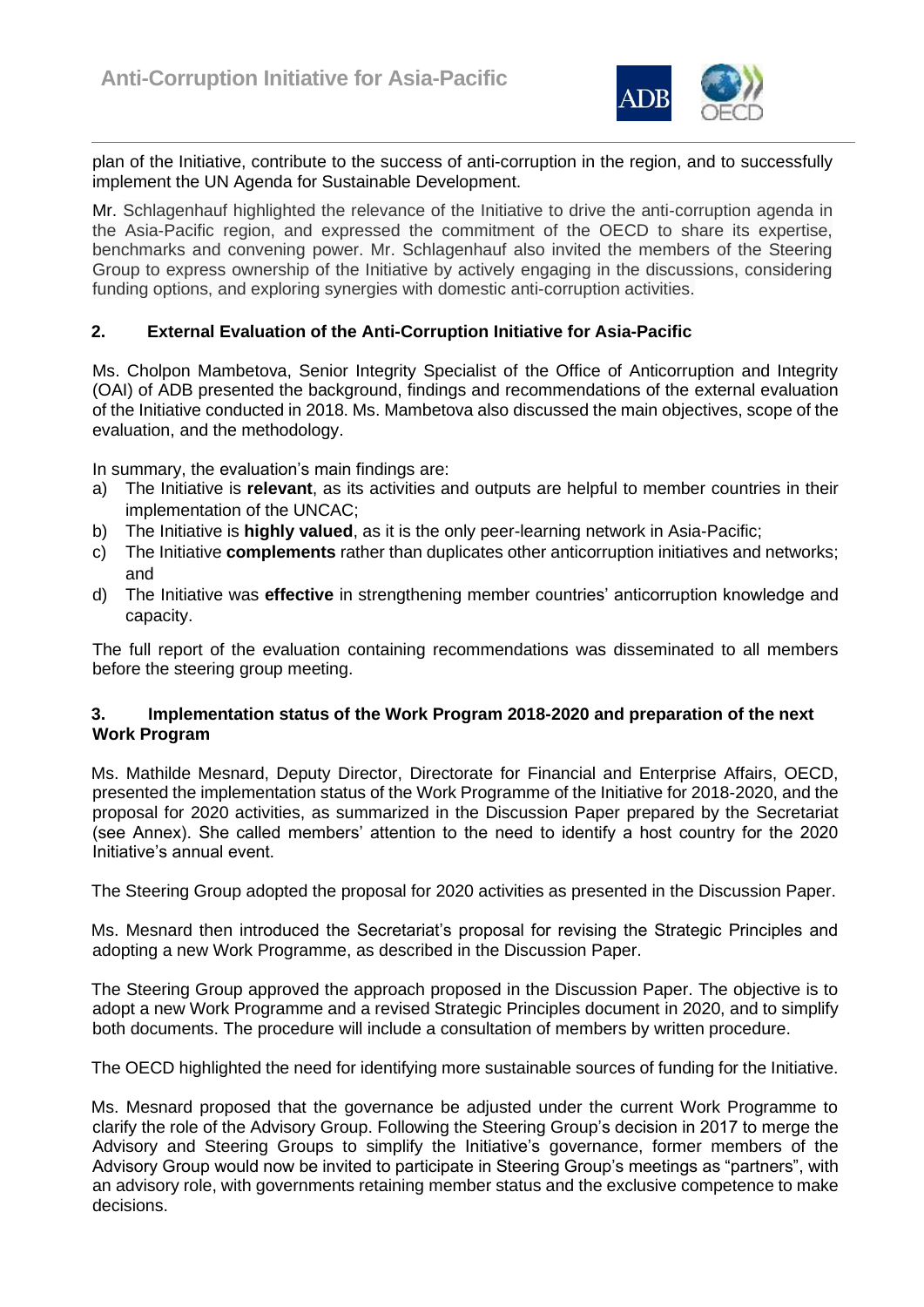plan of the Initiative, contribute to the success of anti-corruption in the region, and to successfully implement the UN Agenda for Sustainable Development.

Mr. Schlagenhauf highlighted the relevance of the Initiative to drive the anti-corruption agenda in the Asia-Pacific region, and expressed the commitment of the OECD to share its expertise, benchmarks and convening power. Mr. Schlagenhauf also invited the members of the Steering Group to express ownership of the Initiative by actively engaging in the discussions, considering funding options, and exploring synergies with domestic anti-corruption activities.

## 2. External Evaluation of the Anti-Corruption Initiative for Asia-Pacific

Ms. Cholpon Mambetova, Senior Integrity Specialist of the Office of Anticorruption and Integrity (OAI) of ADB presented the background, findings and recommendations of the external evaluation of the Initiative conducted in 2018. Ms. Mambetova also discussed the main objectives, scope of the evaluation, and the methodology.

In summary, the evaluation's main findings are:

a) The Initiative is **relevant**, as its activities and outputs are helpful to member countries in their implementation of the UNCAC;
b) The Initiative is **highly valued**, as it is the only peer-learning network in Asia-Pacific;
c) The Initiative **complements** rather than duplicates other anticorruption initiatives and networks; and
d) The Initiative was **effective** in strengthening member countries' anticorruption knowledge and capacity.

The full report of the evaluation containing recommendations was disseminated to all members before the steering group meeting.

## 3. Implementation status of the Work Program 2018-2020 and preparation of the next Work Program

Ms. Mathilde Mesnard, Deputy Director, Directorate for Financial and Enterprise Affairs, OECD, presented the implementation status of the Work Programme of the Initiative for 2018-2020, and the proposal for 2020 activities, as summarized in the Discussion Paper prepared by the Secretariat (see Annex). She called members' attention to the need to identify a host country for the 2020 Initiative's annual event.

The Steering Group adopted the proposal for 2020 activities as presented in the Discussion Paper.

Ms. Mesnard then introduced the Secretariat's proposal for revising the Strategic Principles and adopting a new Work Programme, as described in the Discussion Paper.

The Steering Group approved the approach proposed in the Discussion Paper. The objective is to adopt a new Work Programme and a revised Strategic Principles document in 2020, and to simplify both documents. The procedure will include a consultation of members by written procedure.

The OECD highlighted the need for identifying more sustainable sources of funding for the Initiative.

Ms. Mesnard proposed that the governance be adjusted under the current Work Programme to clarify the role of the Advisory Group. Following the Steering Group's decision in 2017 to merge the Advisory and Steering Groups to simplify the Initiative's governance, former members of the Advisory Group would now be invited to participate in Steering Group's meetings as "partners", with an advisory role, with governments retaining member status and the exclusive competence to make decisions.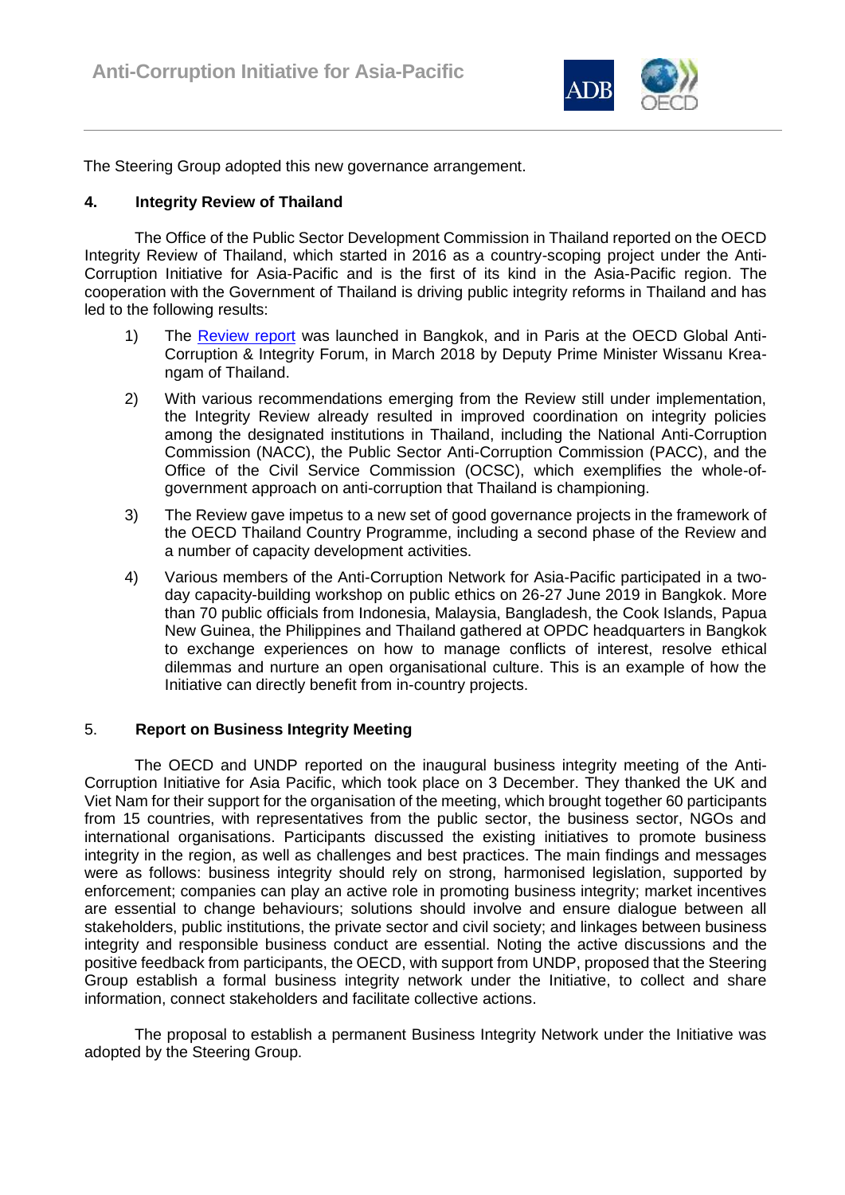The Steering Group adopted this new governance arrangement.

## 4. Integrity Review of Thailand

The Office of the Public Sector Development Commission in Thailand reported on the OECD Integrity Review of Thailand, which started in 2016 as a country-scoping project under the Anti-Corruption Initiative for Asia-Pacific and is the first of its kind in the Asia-Pacific region. The cooperation with the Government of Thailand is driving public integrity reforms in Thailand and has led to the following results:

1) The Review report was launched in Bangkok, and in Paris at the OECD Global Anti-Corruption & Integrity Forum, in March 2018 by Deputy Prime Minister Wissanu Krea-ngam of Thailand.

2) With various recommendations emerging from the Review still under implementation, the Integrity Review already resulted in improved coordination on integrity policies among the designated institutions in Thailand, including the National Anti-Corruption Commission (NACC), the Public Sector Anti-Corruption Commission (PACC), and the Office of the Civil Service Commission (OCSC), which exemplifies the whole-of-government approach on anti-corruption that Thailand is championing.

3) The Review gave impetus to a new set of good governance projects in the framework of the OECD Thailand Country Programme, including a second phase of the Review and a number of capacity development activities.

4) Various members of the Anti-Corruption Network for Asia-Pacific participated in a two-day capacity-building workshop on public ethics on 26-27 June 2019 in Bangkok. More than 70 public officials from Indonesia, Malaysia, Bangladesh, the Cook Islands, Papua New Guinea, the Philippines and Thailand gathered at OPDC headquarters in Bangkok to exchange experiences on how to manage conflicts of interest, resolve ethical dilemmas and nurture an open organisational culture. This is an example of how the Initiative can directly benefit from in-country projects.

## 5. Report on Business Integrity Meeting

The OECD and UNDP reported on the inaugural business integrity meeting of the Anti-Corruption Initiative for Asia Pacific, which took place on 3 December. They thanked the UK and Viet Nam for their support for the organisation of the meeting, which brought together 60 participants from 15 countries, with representatives from the public sector, the business sector, NGOs and international organisations. Participants discussed the existing initiatives to promote business integrity in the region, as well as challenges and best practices. The main findings and messages were as follows: business integrity should rely on strong, harmonised legislation, supported by enforcement; companies can play an active role in promoting business integrity; market incentives are essential to change behaviours; solutions should involve and ensure dialogue between all stakeholders, public institutions, the private sector and civil society; and linkages between business integrity and responsible business conduct are essential. Noting the active discussions and the positive feedback from participants, the OECD, with support from UNDP, proposed that the Steering Group establish a formal business integrity network under the Initiative, to collect and share information, connect stakeholders and facilitate collective actions.

The proposal to establish a permanent Business Integrity Network under the Initiative was adopted by the Steering Group.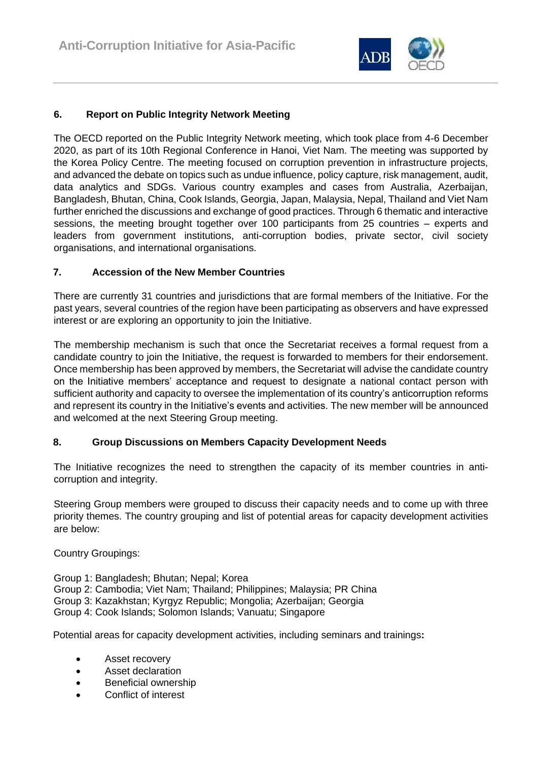## 6. Report on Public Integrity Network Meeting

The OECD reported on the Public Integrity Network meeting, which took place from 4-6 December 2020, as part of its 10th Regional Conference in Hanoi, Viet Nam. The meeting was supported by the Korea Policy Centre. The meeting focused on corruption prevention in infrastructure projects, and advanced the debate on topics such as undue influence, policy capture, risk management, audit, data analytics and SDGs. Various country examples and cases from Australia, Azerbaijan, Bangladesh, Bhutan, China, Cook Islands, Georgia, Japan, Malaysia, Nepal, Thailand and Viet Nam further enriched the discussions and exchange of good practices. Through 6 thematic and interactive sessions, the meeting brought together over 100 participants from 25 countries – experts and leaders from government institutions, anti-corruption bodies, private sector, civil society organisations, and international organisations.

## 7. Accession of the New Member Countries

There are currently 31 countries and jurisdictions that are formal members of the Initiative. For the past years, several countries of the region have been participating as observers and have expressed interest or are exploring an opportunity to join the Initiative.

The membership mechanism is such that once the Secretariat receives a formal request from a candidate country to join the Initiative, the request is forwarded to members for their endorsement. Once membership has been approved by members, the Secretariat will advise the candidate country on the Initiative members' acceptance and request to designate a national contact person with sufficient authority and capacity to oversee the implementation of its country's anticorruption reforms and represent its country in the Initiative's events and activities. The new member will be announced and welcomed at the next Steering Group meeting.

## 8. Group Discussions on Members Capacity Development Needs

The Initiative recognizes the need to strengthen the capacity of its member countries in anti-corruption and integrity.

Steering Group members were grouped to discuss their capacity needs and to come up with three priority themes. The country grouping and list of potential areas for capacity development activities are below:

Country Groupings:

Group 1: Bangladesh; Bhutan; Nepal; Korea
Group 2: Cambodia; Viet Nam; Thailand; Philippines; Malaysia; PR China
Group 3: Kazakhstan; Kyrgyz Republic; Mongolia; Azerbaijan; Georgia
Group 4: Cook Islands; Solomon Islands; Vanuatu; Singapore

Potential areas for capacity development activities, including seminars and trainings**:**

- Asset recovery
- Asset declaration
- Beneficial ownership
- Conflict of interest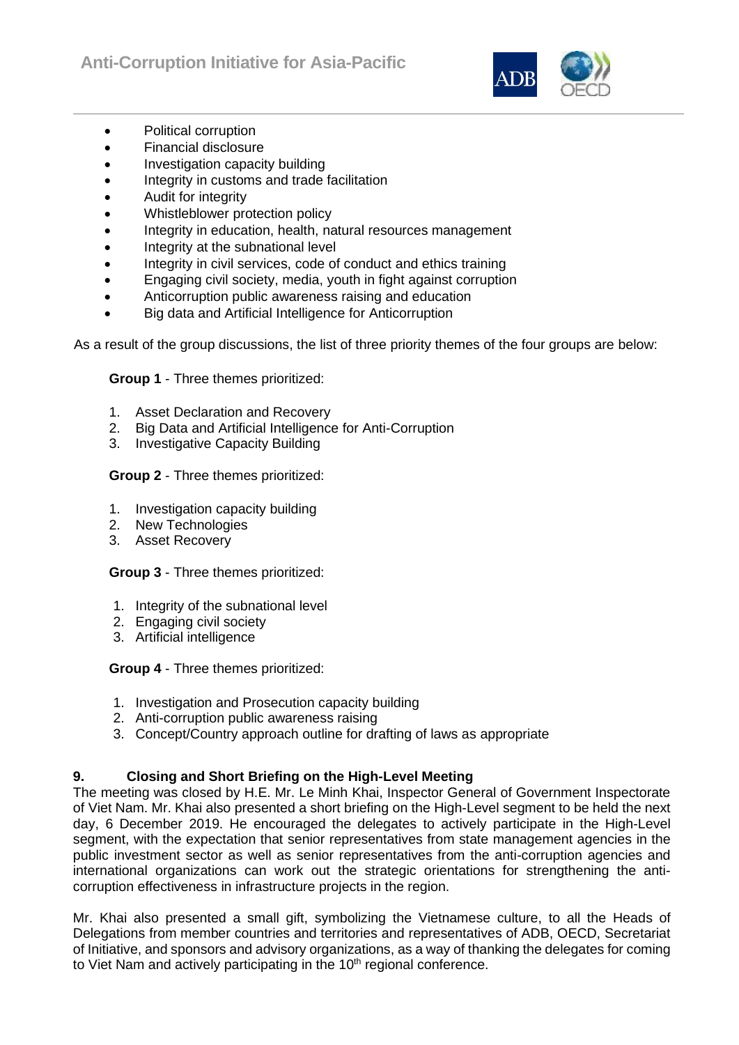- Political corruption
- Financial disclosure
- Investigation capacity building
- Integrity in customs and trade facilitation
- Audit for integrity
- Whistleblower protection policy
- Integrity in education, health, natural resources management
- Integrity at the subnational level
- Integrity in civil services, code of conduct and ethics training
- Engaging civil society, media, youth in fight against corruption
- Anticorruption public awareness raising and education
- Big data and Artificial Intelligence for Anticorruption

As a result of the group discussions, the list of three priority themes of the four groups are below:

**Group 1** - Three themes prioritized:

1. Asset Declaration and Recovery
2. Big Data and Artificial Intelligence for Anti-Corruption
3. Investigative Capacity Building

**Group 2** - Three themes prioritized:

1. Investigation capacity building
2. New Technologies
3. Asset Recovery

**Group 3** - Three themes prioritized:

1. Integrity of the subnational level
2. Engaging civil society
3. Artificial intelligence

**Group 4** - Three themes prioritized:

1. Investigation and Prosecution capacity building
2. Anti-corruption public awareness raising
3. Concept/Country approach outline for drafting of laws as appropriate

## 9. Closing and Short Briefing on the High-Level Meeting

The meeting was closed by H.E. Mr. Le Minh Khai, Inspector General of Government Inspectorate of Viet Nam. Mr. Khai also presented a short briefing on the High-Level segment to be held the next day, 6 December 2019. He encouraged the delegates to actively participate in the High-Level segment, with the expectation that senior representatives from state management agencies in the public investment sector as well as senior representatives from the anti-corruption agencies and international organizations can work out the strategic orientations for strengthening the anti-corruption effectiveness in infrastructure projects in the region.

Mr. Khai also presented a small gift, symbolizing the Vietnamese culture, to all the Heads of Delegations from member countries and territories and representatives of ADB, OECD, Secretariat of Initiative, and sponsors and advisory organizations, as a way of thanking the delegates for coming to Viet Nam and actively participating in the 10th regional conference.